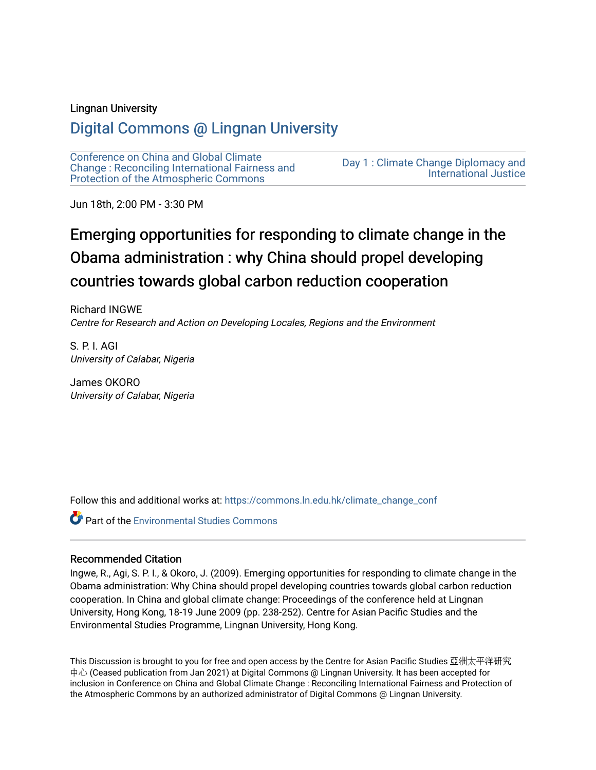Lingnan University

# Digital Commons @ Lingnan University

Conference on China and Global Climate Change : Reconciling International Fairness and Protection of the Atmospheric Commons

Day 1 : Climate Change Diplomacy and International Justice

Jun 18th, 2:00 PM - 3:30 PM

# Emerging opportunities for responding to climate change in the Obama administration : why China should propel developing countries towards global carbon reduction cooperation

Richard INGWE
*Centre for Research and Action on Developing Locales, Regions and the Environment*

S. P. I. AGI
*University of Calabar, Nigeria*

James OKORO
*University of Calabar, Nigeria*

Follow this and additional works at: https://commons.ln.edu.hk/climate_change_conf

Part of the Environmental Studies Commons

## Recommended Citation

Ingwe, R., Agi, S. P. I., & Okoro, J. (2009). Emerging opportunities for responding to climate change in the Obama administration: Why China should propel developing countries towards global carbon reduction cooperation. In China and global climate change: Proceedings of the conference held at Lingnan University, Hong Kong, 18-19 June 2009 (pp. 238-252). Centre for Asian Pacific Studies and the Environmental Studies Programme, Lingnan University, Hong Kong.

This Discussion is brought to you for free and open access by the Centre for Asian Pacific Studies 亞洲太平洋研究中心 (Ceased publication from Jan 2021) at Digital Commons @ Lingnan University. It has been accepted for inclusion in Conference on China and Global Climate Change : Reconciling International Fairness and Protection of the Atmospheric Commons by an authorized administrator of Digital Commons @ Lingnan University.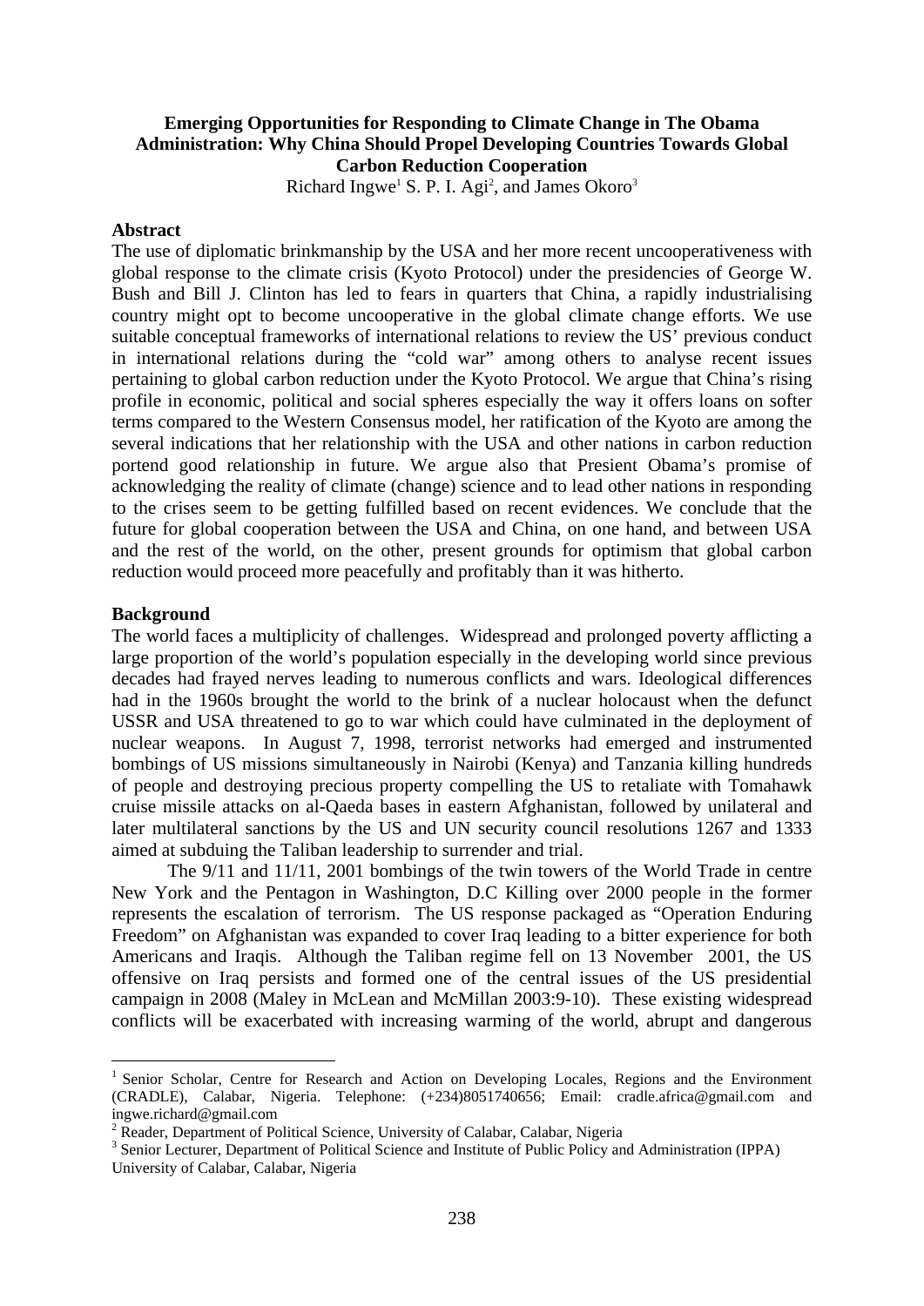**Emerging Opportunities for Responding to Climate Change in The Obama Administration: Why China Should Propel Developing Countries Towards Global Carbon Reduction Cooperation**

Richard Ingwe[1] S. P. I. Agi[2], and James Okoro[3]

**Abstract**

The use of diplomatic brinkmanship by the USA and her more recent uncooperativeness with global response to the climate crisis (Kyoto Protocol) under the presidencies of George W. Bush and Bill J. Clinton has led to fears in quarters that China, a rapidly industrialising country might opt to become uncooperative in the global climate change efforts. We use suitable conceptual frameworks of international relations to review the US' previous conduct in international relations during the "cold war" among others to analyse recent issues pertaining to global carbon reduction under the Kyoto Protocol. We argue that China's rising profile in economic, political and social spheres especially the way it offers loans on softer terms compared to the Western Consensus model, her ratification of the Kyoto are among the several indications that her relationship with the USA and other nations in carbon reduction portend good relationship in future. We argue also that Presient Obama's promise of acknowledging the reality of climate (change) science and to lead other nations in responding to the crises seem to be getting fulfilled based on recent evidences. We conclude that the future for global cooperation between the USA and China, on one hand, and between USA and the rest of the world, on the other, present grounds for optimism that global carbon reduction would proceed more peacefully and profitably than it was hitherto.

**Background**

The world faces a multiplicity of challenges. Widespread and prolonged poverty afflicting a large proportion of the world's population especially in the developing world since previous decades had frayed nerves leading to numerous conflicts and wars. Ideological differences had in the 1960s brought the world to the brink of a nuclear holocaust when the defunct USSR and USA threatened to go to war which could have culminated in the deployment of nuclear weapons. In August 7, 1998, terrorist networks had emerged and instrumented bombings of US missions simultaneously in Nairobi (Kenya) and Tanzania killing hundreds of people and destroying precious property compelling the US to retaliate with Tomahawk cruise missile attacks on al-Qaeda bases in eastern Afghanistan, followed by unilateral and later multilateral sanctions by the US and UN security council resolutions 1267 and 1333 aimed at subduing the Taliban leadership to surrender and trial.

The 9/11 and 11/11, 2001 bombings of the twin towers of the World Trade in centre New York and the Pentagon in Washington, D.C Killing over 2000 people in the former represents the escalation of terrorism. The US response packaged as "Operation Enduring Freedom" on Afghanistan was expanded to cover Iraq leading to a bitter experience for both Americans and Iraqis. Although the Taliban regime fell on 13 November 2001, the US offensive on Iraq persists and formed one of the central issues of the US presidential campaign in 2008 (Maley in McLean and McMillan 2003:9-10). These existing widespread conflicts will be exacerbated with increasing warming of the world, abrupt and dangerous

---

[1] Senior Scholar, Centre for Research and Action on Developing Locales, Regions and the Environment (CRADLE), Calabar, Nigeria. Telephone: (+234)8051740656; Email: cradle.africa@gmail.com and ingwe.richard@gmail.com

[2] Reader, Department of Political Science, University of Calabar, Calabar, Nigeria

[3] Senior Lecturer, Department of Political Science and Institute of Public Policy and Administration (IPPA) University of Calabar, Calabar, Nigeria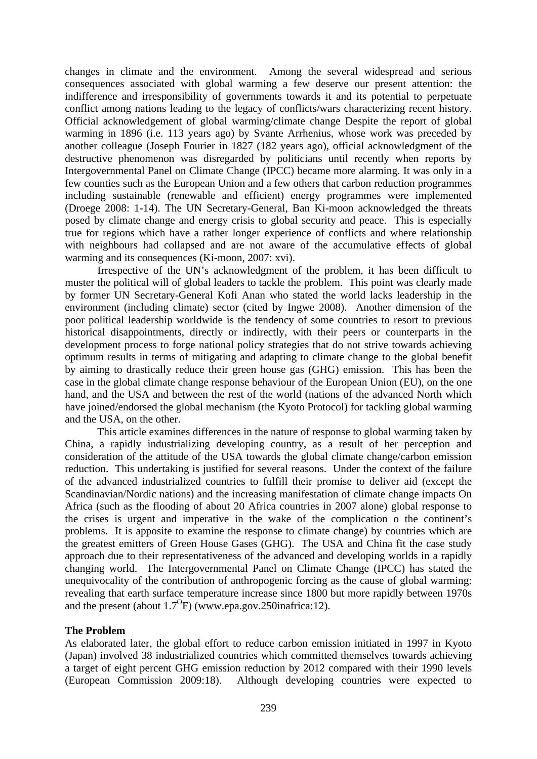changes in climate and the environment. Among the several widespread and serious consequences associated with global warming a few deserve our present attention: the indifference and irresponsibility of governments towards it and its potential to perpetuate conflict among nations leading to the legacy of conflicts/wars characterizing recent history. Official acknowledgement of global warming/climate change Despite the report of global warming in 1896 (i.e. 113 years ago) by Svante Arrhenius, whose work was preceded by another colleague (Joseph Fourier in 1827 (182 years ago), official acknowledgment of the destructive phenomenon was disregarded by politicians until recently when reports by Intergovernmental Panel on Climate Change (IPCC) became more alarming. It was only in a few counties such as the European Union and a few others that carbon reduction programmes including sustainable (renewable and efficient) energy programmes were implemented (Droege 2008: 1-14). The UN Secretary-General, Ban Ki-moon acknowledged the threats posed by climate change and energy crisis to global security and peace. This is especially true for regions which have a rather longer experience of conflicts and where relationship with neighbours had collapsed and are not aware of the accumulative effects of global warming and its consequences (Ki-moon, 2007: xvi).

Irrespective of the UN's acknowledgment of the problem, it has been difficult to muster the political will of global leaders to tackle the problem. This point was clearly made by former UN Secretary-General Kofi Anan who stated the world lacks leadership in the environment (including climate) sector (cited by Ingwe 2008). Another dimension of the poor political leadership worldwide is the tendency of some countries to resort to previous historical disappointments, directly or indirectly, with their peers or counterparts in the development process to forge national policy strategies that do not strive towards achieving optimum results in terms of mitigating and adapting to climate change to the global benefit by aiming to drastically reduce their green house gas (GHG) emission. This has been the case in the global climate change response behaviour of the European Union (EU), on the one hand, and the USA and between the rest of the world (nations of the advanced North which have joined/endorsed the global mechanism (the Kyoto Protocol) for tackling global warming and the USA, on the other.

This article examines differences in the nature of response to global warming taken by China, a rapidly industrializing developing country, as a result of her perception and consideration of the attitude of the USA towards the global climate change/carbon emission reduction. This undertaking is justified for several reasons. Under the context of the failure of the advanced industrialized countries to fulfill their promise to deliver aid (except the Scandinavian/Nordic nations) and the increasing manifestation of climate change impacts On Africa (such as the flooding of about 20 Africa countries in 2007 alone) global response to the crises is urgent and imperative in the wake of the complication o the continent's problems. It is apposite to examine the response to climate change) by countries which are the greatest emitters of Green House Gases (GHG). The USA and China fit the case study approach due to their representativeness of the advanced and developing worlds in a rapidly changing world. The Intergovernmental Panel on Climate Change (IPCC) has stated the unequivocality of the contribution of anthropogenic forcing as the cause of global warming: revealing that earth surface temperature increase since 1800 but more rapidly between 1970s and the present (about $1.7^{O}F$) (www.epa.gov.250inafrica:12).

## The Problem

As elaborated later, the global effort to reduce carbon emission initiated in 1997 in Kyoto (Japan) involved 38 industrialized countries which committed themselves towards achieving a target of eight percent GHG emission reduction by 2012 compared with their 1990 levels (European Commission 2009:18). Although developing countries were expected to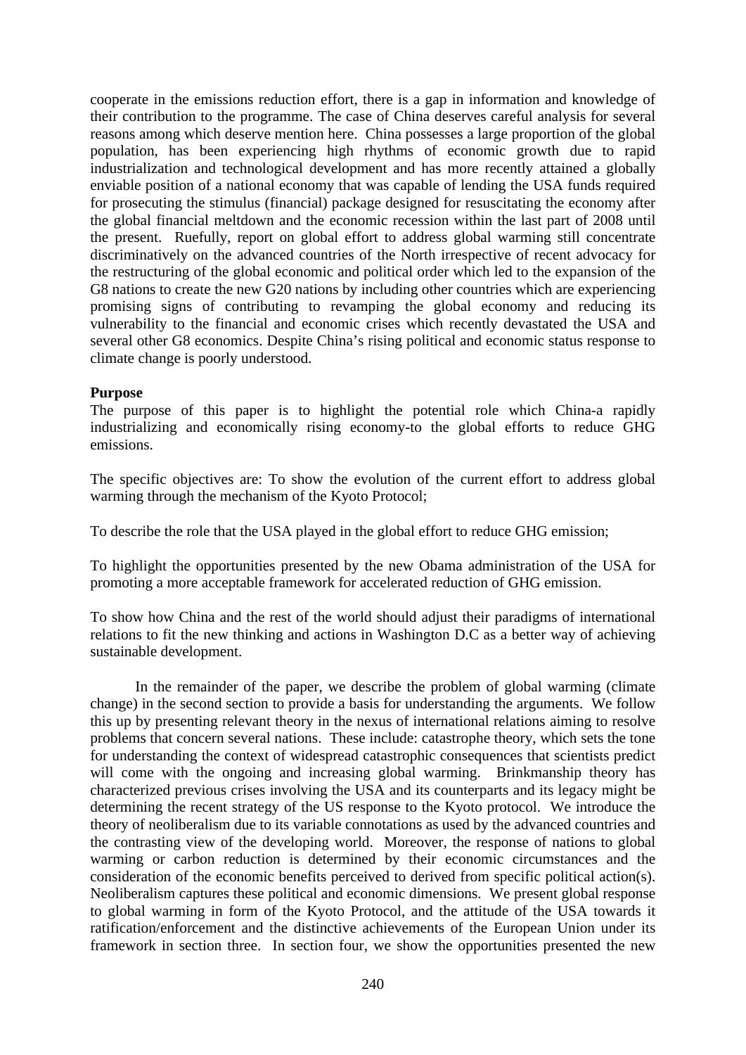cooperate in the emissions reduction effort, there is a gap in information and knowledge of their contribution to the programme. The case of China deserves careful analysis for several reasons among which deserve mention here. China possesses a large proportion of the global population, has been experiencing high rhythms of economic growth due to rapid industrialization and technological development and has more recently attained a globally enviable position of a national economy that was capable of lending the USA funds required for prosecuting the stimulus (financial) package designed for resuscitating the economy after the global financial meltdown and the economic recession within the last part of 2008 until the present. Ruefully, report on global effort to address global warming still concentrate discriminatively on the advanced countries of the North irrespective of recent advocacy for the restructuring of the global economic and political order which led to the expansion of the G8 nations to create the new G20 nations by including other countries which are experiencing promising signs of contributing to revamping the global economy and reducing its vulnerability to the financial and economic crises which recently devastated the USA and several other G8 economics. Despite China's rising political and economic status response to climate change is poorly understood.

**Purpose**

The purpose of this paper is to highlight the potential role which China-a rapidly industrializing and economically rising economy-to the global efforts to reduce GHG emissions.

The specific objectives are: To show the evolution of the current effort to address global warming through the mechanism of the Kyoto Protocol;

To describe the role that the USA played in the global effort to reduce GHG emission;

To highlight the opportunities presented by the new Obama administration of the USA for promoting a more acceptable framework for accelerated reduction of GHG emission.

To show how China and the rest of the world should adjust their paradigms of international relations to fit the new thinking and actions in Washington D.C as a better way of achieving sustainable development.

In the remainder of the paper, we describe the problem of global warming (climate change) in the second section to provide a basis for understanding the arguments. We follow this up by presenting relevant theory in the nexus of international relations aiming to resolve problems that concern several nations. These include: catastrophe theory, which sets the tone for understanding the context of widespread catastrophic consequences that scientists predict will come with the ongoing and increasing global warming. Brinkmanship theory has characterized previous crises involving the USA and its counterparts and its legacy might be determining the recent strategy of the US response to the Kyoto protocol. We introduce the theory of neoliberalism due to its variable connotations as used by the advanced countries and the contrasting view of the developing world. Moreover, the response of nations to global warming or carbon reduction is determined by their economic circumstances and the consideration of the economic benefits perceived to derived from specific political action(s). Neoliberalism captures these political and economic dimensions. We present global response to global warming in form of the Kyoto Protocol, and the attitude of the USA towards it ratification/enforcement and the distinctive achievements of the European Union under its framework in section three. In section four, we show the opportunities presented the new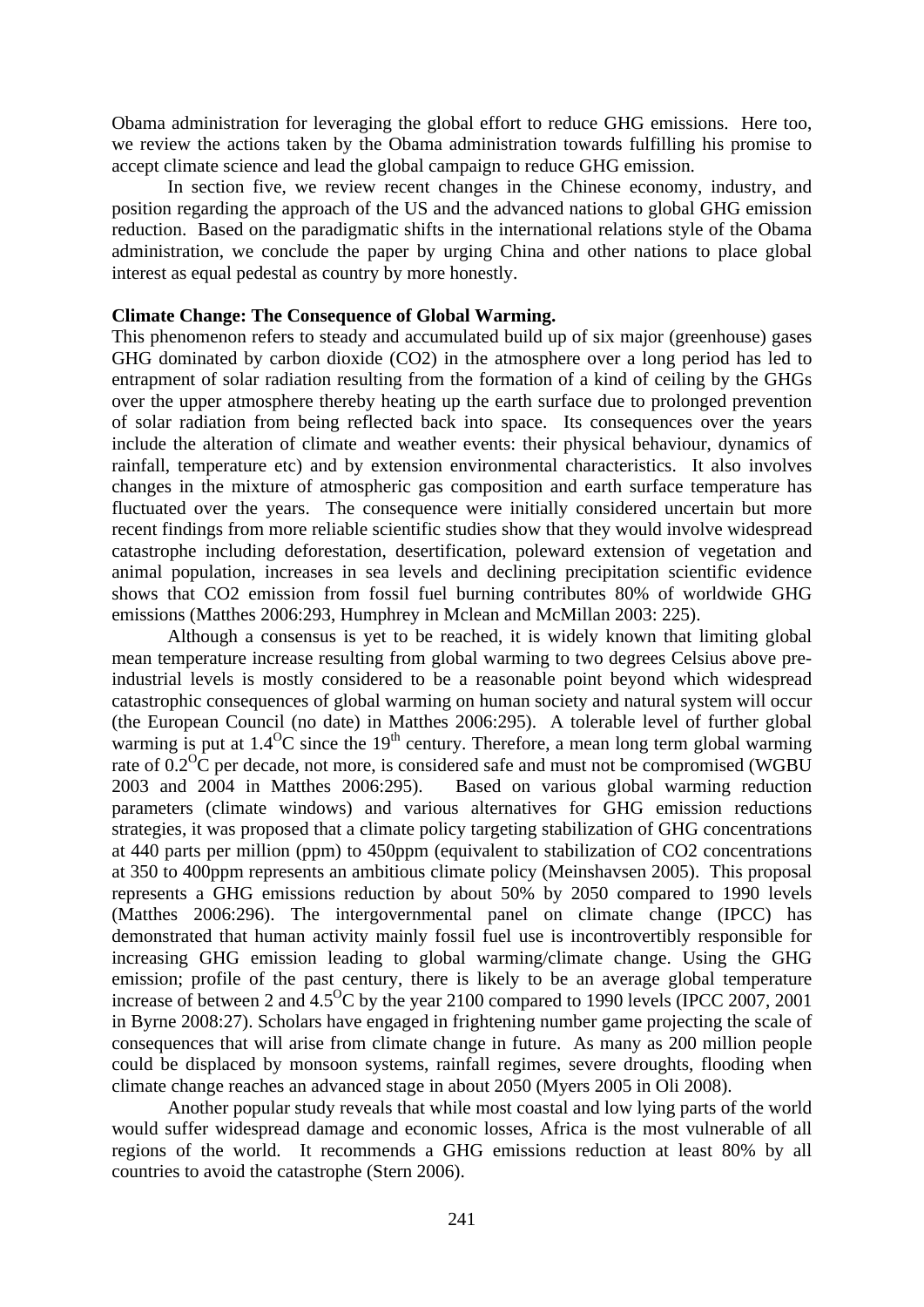Obama administration for leveraging the global effort to reduce GHG emissions. Here too, we review the actions taken by the Obama administration towards fulfilling his promise to accept climate science and lead the global campaign to reduce GHG emission.

In section five, we review recent changes in the Chinese economy, industry, and position regarding the approach of the US and the advanced nations to global GHG emission reduction. Based on the paradigmatic shifts in the international relations style of the Obama administration, we conclude the paper by urging China and other nations to place global interest as equal pedestal as country by more honestly.

**Climate Change: The Consequence of Global Warming.**

This phenomenon refers to steady and accumulated build up of six major (greenhouse) gases GHG dominated by carbon dioxide (CO2) in the atmosphere over a long period has led to entrapment of solar radiation resulting from the formation of a kind of ceiling by the GHGs over the upper atmosphere thereby heating up the earth surface due to prolonged prevention of solar radiation from being reflected back into space. Its consequences over the years include the alteration of climate and weather events: their physical behaviour, dynamics of rainfall, temperature etc) and by extension environmental characteristics. It also involves changes in the mixture of atmospheric gas composition and earth surface temperature has fluctuated over the years. The consequence were initially considered uncertain but more recent findings from more reliable scientific studies show that they would involve widespread catastrophe including deforestation, desertification, poleward extension of vegetation and animal population, increases in sea levels and declining precipitation scientific evidence shows that CO2 emission from fossil fuel burning contributes 80% of worldwide GHG emissions (Matthes 2006:293, Humphrey in Mclean and McMillan 2003: 225).

Although a consensus is yet to be reached, it is widely known that limiting global mean temperature increase resulting from global warming to two degrees Celsius above pre-industrial levels is mostly considered to be a reasonable point beyond which widespread catastrophic consequences of global warming on human society and natural system will occur (the European Council (no date) in Matthes 2006:295). A tolerable level of further global warming is put at $1.4^{O}C$ since the $19^{th}$ century. Therefore, a mean long term global warming rate of $0.2^{O}C$ per decade, not more, is considered safe and must not be compromised (WGBU 2003 and 2004 in Matthes 2006:295). Based on various global warming reduction parameters (climate windows) and various alternatives for GHG emission reductions strategies, it was proposed that a climate policy targeting stabilization of GHG concentrations at 440 parts per million (ppm) to 450ppm (equivalent to stabilization of CO2 concentrations at 350 to 400ppm represents an ambitious climate policy (Meinshavsen 2005). This proposal represents a GHG emissions reduction by about 50% by 2050 compared to 1990 levels (Matthes 2006:296). The intergovernmental panel on climate change (IPCC) has demonstrated that human activity mainly fossil fuel use is incontrovertibly responsible for increasing GHG emission leading to global warming/climate change. Using the GHG emission; profile of the past century, there is likely to be an average global temperature increase of between 2 and $4.5^{O}C$ by the year 2100 compared to 1990 levels (IPCC 2007, 2001 in Byrne 2008:27). Scholars have engaged in frightening number game projecting the scale of consequences that will arise from climate change in future. As many as 200 million people could be displaced by monsoon systems, rainfall regimes, severe droughts, flooding when climate change reaches an advanced stage in about 2050 (Myers 2005 in Oli 2008).

Another popular study reveals that while most coastal and low lying parts of the world would suffer widespread damage and economic losses, Africa is the most vulnerable of all regions of the world. It recommends a GHG emissions reduction at least 80% by all countries to avoid the catastrophe (Stern 2006).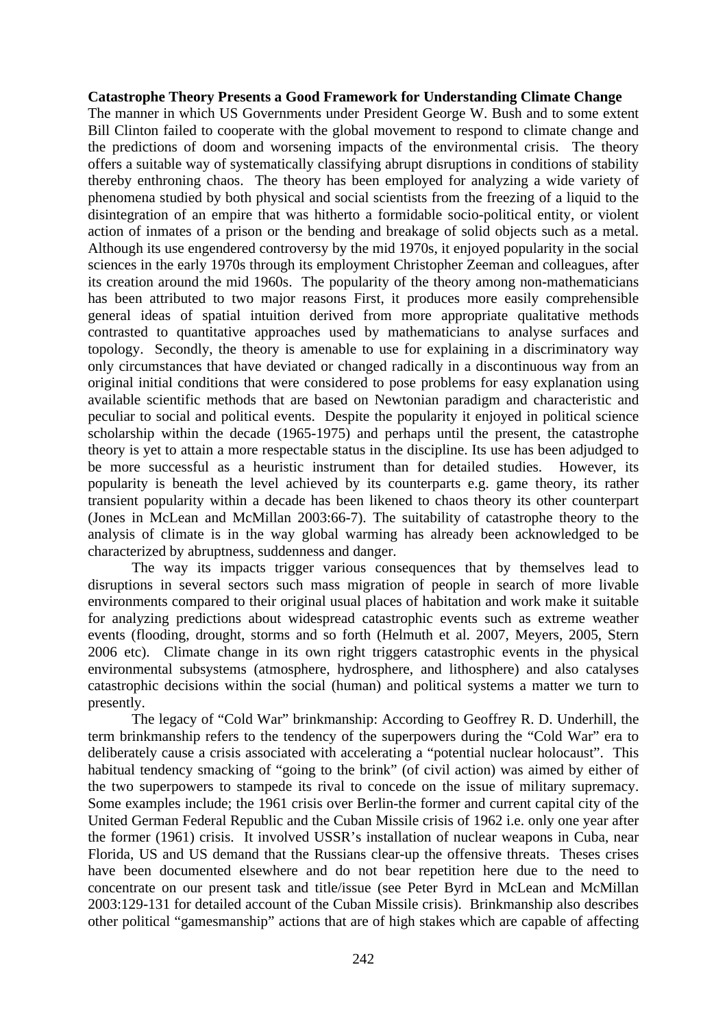**Catastrophe Theory Presents a Good Framework for Understanding Climate Change**

The manner in which US Governments under President George W. Bush and to some extent Bill Clinton failed to cooperate with the global movement to respond to climate change and the predictions of doom and worsening impacts of the environmental crisis. The theory offers a suitable way of systematically classifying abrupt disruptions in conditions of stability thereby enthroning chaos. The theory has been employed for analyzing a wide variety of phenomena studied by both physical and social scientists from the freezing of a liquid to the disintegration of an empire that was hitherto a formidable socio-political entity, or violent action of inmates of a prison or the bending and breakage of solid objects such as a metal. Although its use engendered controversy by the mid 1970s, it enjoyed popularity in the social sciences in the early 1970s through its employment Christopher Zeeman and colleagues, after its creation around the mid 1960s. The popularity of the theory among non-mathematicians has been attributed to two major reasons First, it produces more easily comprehensible general ideas of spatial intuition derived from more appropriate qualitative methods contrasted to quantitative approaches used by mathematicians to analyse surfaces and topology. Secondly, the theory is amenable to use for explaining in a discriminatory way only circumstances that have deviated or changed radically in a discontinuous way from an original initial conditions that were considered to pose problems for easy explanation using available scientific methods that are based on Newtonian paradigm and characteristic and peculiar to social and political events. Despite the popularity it enjoyed in political science scholarship within the decade (1965-1975) and perhaps until the present, the catastrophe theory is yet to attain a more respectable status in the discipline. Its use has been adjudged to be more successful as a heuristic instrument than for detailed studies. However, its popularity is beneath the level achieved by its counterparts e.g. game theory, its rather transient popularity within a decade has been likened to chaos theory its other counterpart (Jones in McLean and McMillan 2003:66-7). The suitability of catastrophe theory to the analysis of climate is in the way global warming has already been acknowledged to be characterized by abruptness, suddenness and danger.

The way its impacts trigger various consequences that by themselves lead to disruptions in several sectors such mass migration of people in search of more livable environments compared to their original usual places of habitation and work make it suitable for analyzing predictions about widespread catastrophic events such as extreme weather events (flooding, drought, storms and so forth (Helmuth et al. 2007, Meyers, 2005, Stern 2006 etc). Climate change in its own right triggers catastrophic events in the physical environmental subsystems (atmosphere, hydrosphere, and lithosphere) and also catalyses catastrophic decisions within the social (human) and political systems a matter we turn to presently.

The legacy of "Cold War" brinkmanship: According to Geoffrey R. D. Underhill, the term brinkmanship refers to the tendency of the superpowers during the "Cold War" era to deliberately cause a crisis associated with accelerating a "potential nuclear holocaust". This habitual tendency smacking of "going to the brink" (of civil action) was aimed by either of the two superpowers to stampede its rival to concede on the issue of military supremacy. Some examples include; the 1961 crisis over Berlin-the former and current capital city of the United German Federal Republic and the Cuban Missile crisis of 1962 i.e. only one year after the former (1961) crisis. It involved USSR's installation of nuclear weapons in Cuba, near Florida, US and US demand that the Russians clear-up the offensive threats. Theses crises have been documented elsewhere and do not bear repetition here due to the need to concentrate on our present task and title/issue (see Peter Byrd in McLean and McMillan 2003:129-131 for detailed account of the Cuban Missile crisis). Brinkmanship also describes other political "gamesmanship" actions that are of high stakes which are capable of affecting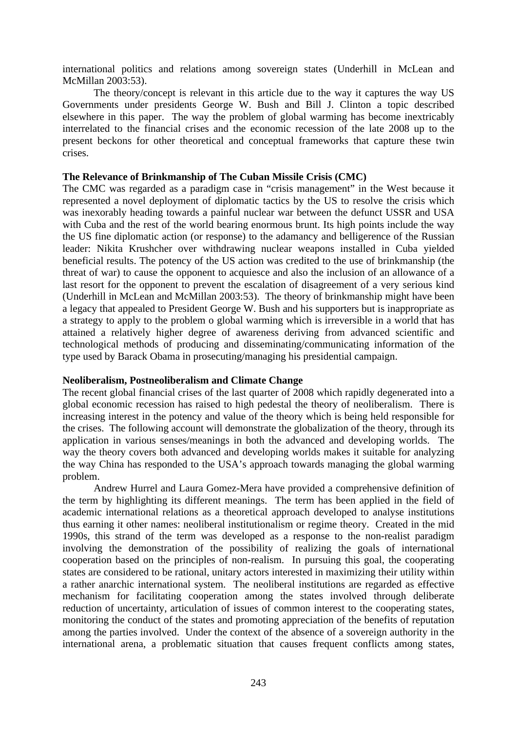international politics and relations among sovereign states (Underhill in McLean and McMillan 2003:53).

The theory/concept is relevant in this article due to the way it captures the way US Governments under presidents George W. Bush and Bill J. Clinton a topic described elsewhere in this paper. The way the problem of global warming has become inextricably interrelated to the financial crises and the economic recession of the late 2008 up to the present beckons for other theoretical and conceptual frameworks that capture these twin crises.

**The Relevance of Brinkmanship of The Cuban Missile Crisis (CMC)**

The CMC was regarded as a paradigm case in "crisis management" in the West because it represented a novel deployment of diplomatic tactics by the US to resolve the crisis which was inexorably heading towards a painful nuclear war between the defunct USSR and USA with Cuba and the rest of the world bearing enormous brunt. Its high points include the way the US fine diplomatic action (or response) to the adamancy and belligerence of the Russian leader: Nikita Krushcher over withdrawing nuclear weapons installed in Cuba yielded beneficial results. The potency of the US action was credited to the use of brinkmanship (the threat of war) to cause the opponent to acquiesce and also the inclusion of an allowance of a last resort for the opponent to prevent the escalation of disagreement of a very serious kind (Underhill in McLean and McMillan 2003:53). The theory of brinkmanship might have been a legacy that appealed to President George W. Bush and his supporters but is inappropriate as a strategy to apply to the problem o global warming which is irreversible in a world that has attained a relatively higher degree of awareness deriving from advanced scientific and technological methods of producing and disseminating/communicating information of the type used by Barack Obama in prosecuting/managing his presidential campaign.

**Neoliberalism, Postneoliberalism and Climate Change**

The recent global financial crises of the last quarter of 2008 which rapidly degenerated into a global economic recession has raised to high pedestal the theory of neoliberalism. There is increasing interest in the potency and value of the theory which is being held responsible for the crises. The following account will demonstrate the globalization of the theory, through its application in various senses/meanings in both the advanced and developing worlds. The way the theory covers both advanced and developing worlds makes it suitable for analyzing the way China has responded to the USA's approach towards managing the global warming problem.

Andrew Hurrel and Laura Gomez-Mera have provided a comprehensive definition of the term by highlighting its different meanings. The term has been applied in the field of academic international relations as a theoretical approach developed to analyse institutions thus earning it other names: neoliberal institutionalism or regime theory. Created in the mid 1990s, this strand of the term was developed as a response to the non-realist paradigm involving the demonstration of the possibility of realizing the goals of international cooperation based on the principles of non-realism. In pursuing this goal, the cooperating states are considered to be rational, unitary actors interested in maximizing their utility within a rather anarchic international system. The neoliberal institutions are regarded as effective mechanism for facilitating cooperation among the states involved through deliberate reduction of uncertainty, articulation of issues of common interest to the cooperating states, monitoring the conduct of the states and promoting appreciation of the benefits of reputation among the parties involved. Under the context of the absence of a sovereign authority in the international arena, a problematic situation that causes frequent conflicts among states,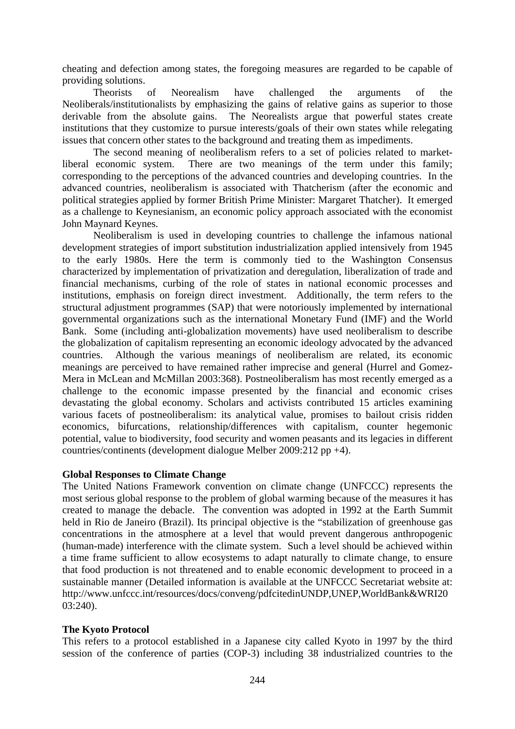cheating and defection among states, the foregoing measures are regarded to be capable of providing solutions.

Theorists of Neorealism have challenged the arguments of the Neoliberals/institutionalists by emphasizing the gains of relative gains as superior to those derivable from the absolute gains. The Neorealists argue that powerful states create institutions that they customize to pursue interests/goals of their own states while relegating issues that concern other states to the background and treating them as impediments.

The second meaning of neoliberalism refers to a set of policies related to market-liberal economic system. There are two meanings of the term under this family; corresponding to the perceptions of the advanced countries and developing countries. In the advanced countries, neoliberalism is associated with Thatcherism (after the economic and political strategies applied by former British Prime Minister: Margaret Thatcher). It emerged as a challenge to Keynesianism, an economic policy approach associated with the economist John Maynard Keynes.

Neoliberalism is used in developing countries to challenge the infamous national development strategies of import substitution industrialization applied intensively from 1945 to the early 1980s. Here the term is commonly tied to the Washington Consensus characterized by implementation of privatization and deregulation, liberalization of trade and financial mechanisms, curbing of the role of states in national economic processes and institutions, emphasis on foreign direct investment. Additionally, the term refers to the structural adjustment programmes (SAP) that were notoriously implemented by international governmental organizations such as the international Monetary Fund (IMF) and the World Bank. Some (including anti-globalization movements) have used neoliberalism to describe the globalization of capitalism representing an economic ideology advocated by the advanced countries. Although the various meanings of neoliberalism are related, its economic meanings are perceived to have remained rather imprecise and general (Hurrel and Gomez-Mera in McLean and McMillan 2003:368). Postneoliberalism has most recently emerged as a challenge to the economic impasse presented by the financial and economic crises devastating the global economy. Scholars and activists contributed 15 articles examining various facets of postneoliberalism: its analytical value, promises to bailout crisis ridden economics, bifurcations, relationship/differences with capitalism, counter hegemonic potential, value to biodiversity, food security and women peasants and its legacies in different countries/continents (development dialogue Melber 2009:212 pp +4).

**Global Responses to Climate Change**

The United Nations Framework convention on climate change (UNFCCC) represents the most serious global response to the problem of global warming because of the measures it has created to manage the debacle. The convention was adopted in 1992 at the Earth Summit held in Rio de Janeiro (Brazil). Its principal objective is the "stabilization of greenhouse gas concentrations in the atmosphere at a level that would prevent dangerous anthropogenic (human-made) interference with the climate system. Such a level should be achieved within a time frame sufficient to allow ecosystems to adapt naturally to climate change, to ensure that food production is not threatened and to enable economic development to proceed in a sustainable manner (Detailed information is available at the UNFCCC Secretariat website at: http://www.unfccc.int/resources/docs/conveng/pdfcitedinUNDP,UNEP,WorldBank&WRI2003:240).

**The Kyoto Protocol**

This refers to a protocol established in a Japanese city called Kyoto in 1997 by the third session of the conference of parties (COP-3) including 38 industrialized countries to the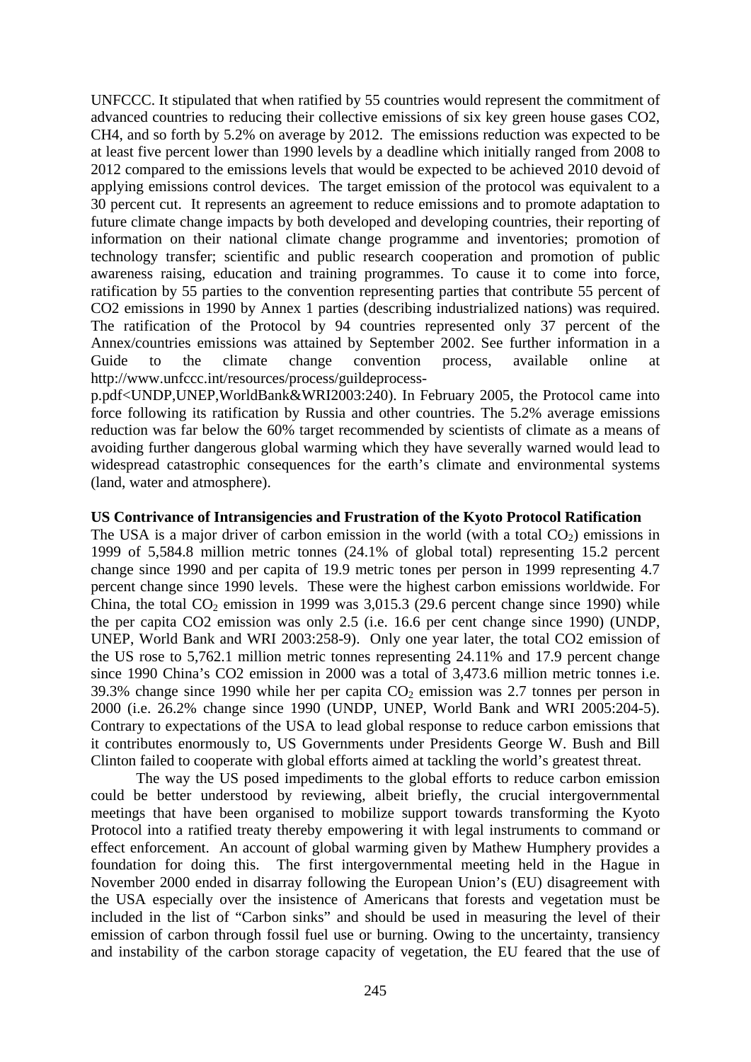UNFCCC. It stipulated that when ratified by 55 countries would represent the commitment of advanced countries to reducing their collective emissions of six key green house gases CO2, CH4, and so forth by 5.2% on average by 2012. The emissions reduction was expected to be at least five percent lower than 1990 levels by a deadline which initially ranged from 2008 to 2012 compared to the emissions levels that would be expected to be achieved 2010 devoid of applying emissions control devices. The target emission of the protocol was equivalent to a 30 percent cut. It represents an agreement to reduce emissions and to promote adaptation to future climate change impacts by both developed and developing countries, their reporting of information on their national climate change programme and inventories; promotion of technology transfer; scientific and public research cooperation and promotion of public awareness raising, education and training programmes. To cause it to come into force, ratification by 55 parties to the convention representing parties that contribute 55 percent of CO2 emissions in 1990 by Annex 1 parties (describing industrialized nations) was required. The ratification of the Protocol by 94 countries represented only 37 percent of the Annex/countries emissions was attained by September 2002. See further information in a Guide to the climate change convention process, available online at http://www.unfccc.int/resources/process/guildeprocess-p.pdf<UNDP,UNEP,WorldBank&WRI2003:240). In February 2005, the Protocol came into force following its ratification by Russia and other countries. The 5.2% average emissions reduction was far below the 60% target recommended by scientists of climate as a means of avoiding further dangerous global warming which they have severally warned would lead to widespread catastrophic consequences for the earth's climate and environmental systems (land, water and atmosphere).

**US Contrivance of Intransigencies and Frustration of the Kyoto Protocol Ratification**

The USA is a major driver of carbon emission in the world (with a total $CO_2$) emissions in 1999 of 5,584.8 million metric tonnes (24.1% of global total) representing 15.2 percent change since 1990 and per capita of 19.9 metric tones per person in 1999 representing 4.7 percent change since 1990 levels. These were the highest carbon emissions worldwide. For China, the total $CO_2$ emission in 1999 was 3,015.3 (29.6 percent change since 1990) while the per capita CO2 emission was only 2.5 (i.e. 16.6 per cent change since 1990) (UNDP, UNEP, World Bank and WRI 2003:258-9). Only one year later, the total CO2 emission of the US rose to 5,762.1 million metric tonnes representing 24.11% and 17.9 percent change since 1990 China's CO2 emission in 2000 was a total of 3,473.6 million metric tonnes i.e. 39.3% change since 1990 while her per capita $CO_2$ emission was 2.7 tonnes per person in 2000 (i.e. 26.2% change since 1990 (UNDP, UNEP, World Bank and WRI 2005:204-5). Contrary to expectations of the USA to lead global response to reduce carbon emissions that it contributes enormously to, US Governments under Presidents George W. Bush and Bill Clinton failed to cooperate with global efforts aimed at tackling the world's greatest threat.

The way the US posed impediments to the global efforts to reduce carbon emission could be better understood by reviewing, albeit briefly, the crucial intergovernmental meetings that have been organised to mobilize support towards transforming the Kyoto Protocol into a ratified treaty thereby empowering it with legal instruments to command or effect enforcement. An account of global warming given by Mathew Humphery provides a foundation for doing this. The first intergovernmental meeting held in the Hague in November 2000 ended in disarray following the European Union's (EU) disagreement with the USA especially over the insistence of Americans that forests and vegetation must be included in the list of "Carbon sinks" and should be used in measuring the level of their emission of carbon through fossil fuel use or burning. Owing to the uncertainty, transiency and instability of the carbon storage capacity of vegetation, the EU feared that the use of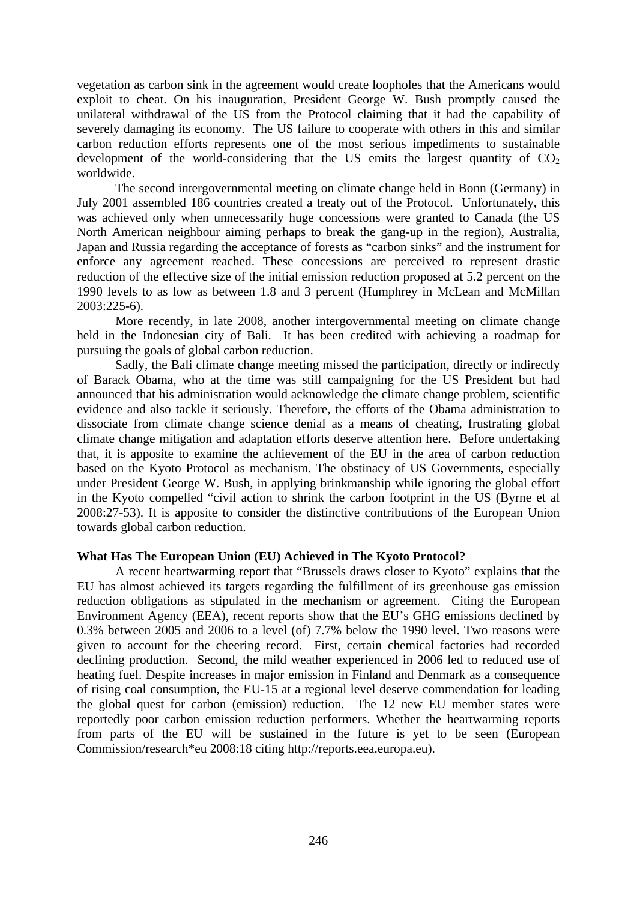vegetation as carbon sink in the agreement would create loopholes that the Americans would exploit to cheat. On his inauguration, President George W. Bush promptly caused the unilateral withdrawal of the US from the Protocol claiming that it had the capability of severely damaging its economy. The US failure to cooperate with others in this and similar carbon reduction efforts represents one of the most serious impediments to sustainable development of the world-considering that the US emits the largest quantity of $CO_2$ worldwide.

The second intergovernmental meeting on climate change held in Bonn (Germany) in July 2001 assembled 186 countries created a treaty out of the Protocol. Unfortunately, this was achieved only when unnecessarily huge concessions were granted to Canada (the US North American neighbour aiming perhaps to break the gang-up in the region), Australia, Japan and Russia regarding the acceptance of forests as "carbon sinks" and the instrument for enforce any agreement reached. These concessions are perceived to represent drastic reduction of the effective size of the initial emission reduction proposed at 5.2 percent on the 1990 levels to as low as between 1.8 and 3 percent (Humphrey in McLean and McMillan 2003:225-6).

More recently, in late 2008, another intergovernmental meeting on climate change held in the Indonesian city of Bali. It has been credited with achieving a roadmap for pursuing the goals of global carbon reduction.

Sadly, the Bali climate change meeting missed the participation, directly or indirectly of Barack Obama, who at the time was still campaigning for the US President but had announced that his administration would acknowledge the climate change problem, scientific evidence and also tackle it seriously. Therefore, the efforts of the Obama administration to dissociate from climate change science denial as a means of cheating, frustrating global climate change mitigation and adaptation efforts deserve attention here. Before undertaking that, it is apposite to examine the achievement of the EU in the area of carbon reduction based on the Kyoto Protocol as mechanism. The obstinacy of US Governments, especially under President George W. Bush, in applying brinkmanship while ignoring the global effort in the Kyoto compelled "civil action to shrink the carbon footprint in the US (Byrne et al 2008:27-53). It is apposite to consider the distinctive contributions of the European Union towards global carbon reduction.

**What Has The European Union (EU) Achieved in The Kyoto Protocol?**

A recent heartwarming report that "Brussels draws closer to Kyoto" explains that the EU has almost achieved its targets regarding the fulfillment of its greenhouse gas emission reduction obligations as stipulated in the mechanism or agreement. Citing the European Environment Agency (EEA), recent reports show that the EU's GHG emissions declined by 0.3% between 2005 and 2006 to a level (of) 7.7% below the 1990 level. Two reasons were given to account for the cheering record. First, certain chemical factories had recorded declining production. Second, the mild weather experienced in 2006 led to reduced use of heating fuel. Despite increases in major emission in Finland and Denmark as a consequence of rising coal consumption, the EU-15 at a regional level deserve commendation for leading the global quest for carbon (emission) reduction. The 12 new EU member states were reportedly poor carbon emission reduction performers. Whether the heartwarming reports from parts of the EU will be sustained in the future is yet to be seen (European Commission/research*eu 2008:18 citing http://reports.eea.europa.eu).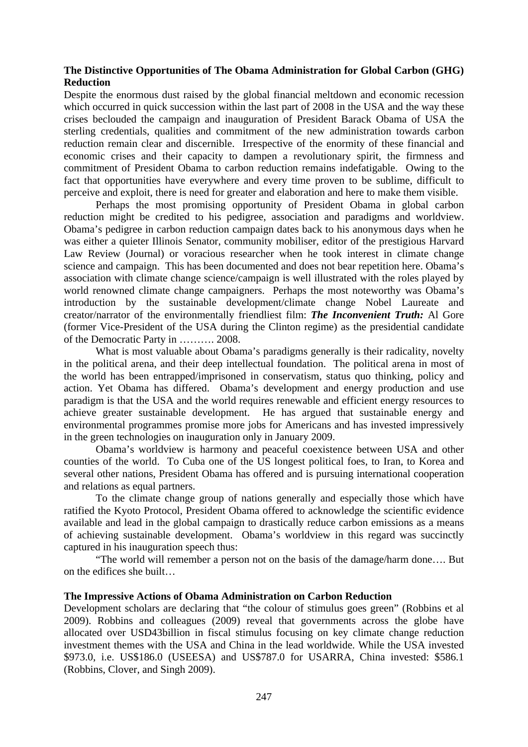**The Distinctive Opportunities of The Obama Administration for Global Carbon (GHG) Reduction**

Despite the enormous dust raised by the global financial meltdown and economic recession which occurred in quick succession within the last part of 2008 in the USA and the way these crises beclouded the campaign and inauguration of President Barack Obama of USA the sterling credentials, qualities and commitment of the new administration towards carbon reduction remain clear and discernible. Irrespective of the enormity of these financial and economic crises and their capacity to dampen a revolutionary spirit, the firmness and commitment of President Obama to carbon reduction remains indefatigable. Owing to the fact that opportunities have everywhere and every time proven to be sublime, difficult to perceive and exploit, there is need for greater and elaboration and here to make them visible.

Perhaps the most promising opportunity of President Obama in global carbon reduction might be credited to his pedigree, association and paradigms and worldview. Obama's pedigree in carbon reduction campaign dates back to his anonymous days when he was either a quieter Illinois Senator, community mobiliser, editor of the prestigious Harvard Law Review (Journal) or voracious researcher when he took interest in climate change science and campaign. This has been documented and does not bear repetition here. Obama's association with climate change science/campaign is well illustrated with the roles played by world renowned climate change campaigners. Perhaps the most noteworthy was Obama's introduction by the sustainable development/climate change Nobel Laureate and creator/narrator of the environmentally friendliest film: ***The Inconvenient Truth:*** Al Gore (former Vice-President of the USA during the Clinton regime) as the presidential candidate of the Democratic Party in ………. 2008.

What is most valuable about Obama's paradigms generally is their radicality, novelty in the political arena, and their deep intellectual foundation. The political arena in most of the world has been entrapped/imprisoned in conservatism, status quo thinking, policy and action. Yet Obama has differed. Obama's development and energy production and use paradigm is that the USA and the world requires renewable and efficient energy resources to achieve greater sustainable development. He has argued that sustainable energy and environmental programmes promise more jobs for Americans and has invested impressively in the green technologies on inauguration only in January 2009.

Obama's worldview is harmony and peaceful coexistence between USA and other counties of the world. To Cuba one of the US longest political foes, to Iran, to Korea and several other nations, President Obama has offered and is pursuing international cooperation and relations as equal partners.

To the climate change group of nations generally and especially those which have ratified the Kyoto Protocol, President Obama offered to acknowledge the scientific evidence available and lead in the global campaign to drastically reduce carbon emissions as a means of achieving sustainable development. Obama's worldview in this regard was succinctly captured in his inauguration speech thus:

"The world will remember a person not on the basis of the damage/harm done…. But on the edifices she built…

**The Impressive Actions of Obama Administration on Carbon Reduction**

Development scholars are declaring that "the colour of stimulus goes green" (Robbins et al 2009). Robbins and colleagues (2009) reveal that governments across the globe have allocated over USD43billion in fiscal stimulus focusing on key climate change reduction investment themes with the USA and China in the lead worldwide. While the USA invested $973.0, i.e. US$186.0 (USEESA) and US$787.0 for USARRA, China invested: $586.1 (Robbins, Clover, and Singh 2009).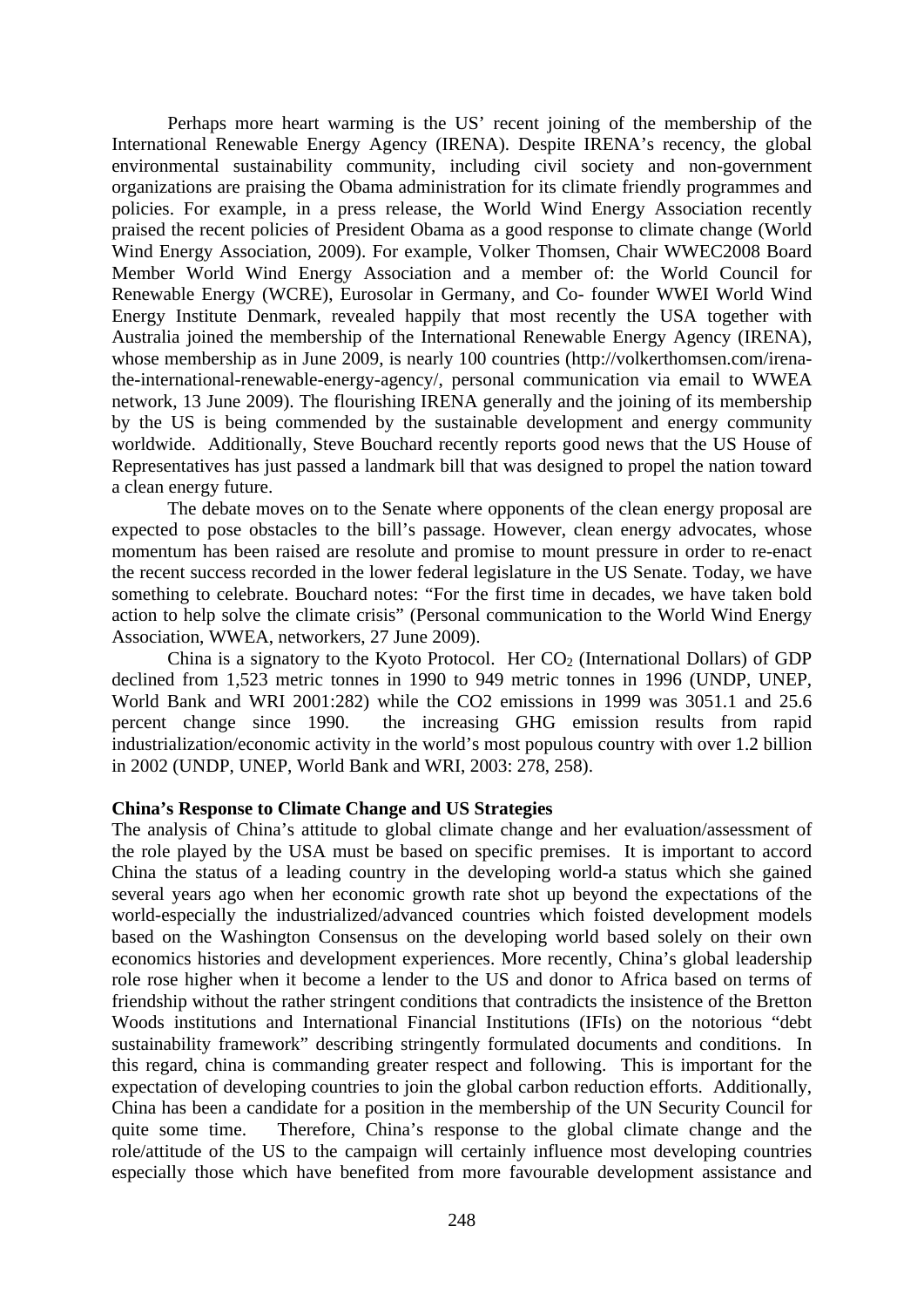Perhaps more heart warming is the US' recent joining of the membership of the International Renewable Energy Agency (IRENA). Despite IRENA's recency, the global environmental sustainability community, including civil society and non-government organizations are praising the Obama administration for its climate friendly programmes and policies. For example, in a press release, the World Wind Energy Association recently praised the recent policies of President Obama as a good response to climate change (World Wind Energy Association, 2009). For example, Volker Thomsen, Chair WWEC2008 Board Member World Wind Energy Association and a member of: the World Council for Renewable Energy (WCRE), Eurosolar in Germany, and Co- founder WWEI World Wind Energy Institute Denmark, revealed happily that most recently the USA together with Australia joined the membership of the International Renewable Energy Agency (IRENA), whose membership as in June 2009, is nearly 100 countries (http://volkerthomsen.com/irena-the-international-renewable-energy-agency/, personal communication via email to WWEA network, 13 June 2009). The flourishing IRENA generally and the joining of its membership by the US is being commended by the sustainable development and energy community worldwide. Additionally, Steve Bouchard recently reports good news that the US House of Representatives has just passed a landmark bill that was designed to propel the nation toward a clean energy future.

The debate moves on to the Senate where opponents of the clean energy proposal are expected to pose obstacles to the bill's passage. However, clean energy advocates, whose momentum has been raised are resolute and promise to mount pressure in order to re-enact the recent success recorded in the lower federal legislature in the US Senate. Today, we have something to celebrate. Bouchard notes: "For the first time in decades, we have taken bold action to help solve the climate crisis" (Personal communication to the World Wind Energy Association, WWEA, networkers, 27 June 2009).

China is a signatory to the Kyoto Protocol. Her $CO_2$ (International Dollars) of GDP declined from 1,523 metric tonnes in 1990 to 949 metric tonnes in 1996 (UNDP, UNEP, World Bank and WRI 2001:282) while the CO2 emissions in 1999 was 3051.1 and 25.6 percent change since 1990. the increasing GHG emission results from rapid industrialization/economic activity in the world's most populous country with over 1.2 billion in 2002 (UNDP, UNEP, World Bank and WRI, 2003: 278, 258).

**China's Response to Climate Change and US Strategies**

The analysis of China's attitude to global climate change and her evaluation/assessment of the role played by the USA must be based on specific premises. It is important to accord China the status of a leading country in the developing world-a status which she gained several years ago when her economic growth rate shot up beyond the expectations of the world-especially the industrialized/advanced countries which foisted development models based on the Washington Consensus on the developing world based solely on their own economics histories and development experiences. More recently, China's global leadership role rose higher when it become a lender to the US and donor to Africa based on terms of friendship without the rather stringent conditions that contradicts the insistence of the Bretton Woods institutions and International Financial Institutions (IFIs) on the notorious "debt sustainability framework" describing stringently formulated documents and conditions. In this regard, china is commanding greater respect and following. This is important for the expectation of developing countries to join the global carbon reduction efforts. Additionally, China has been a candidate for a position in the membership of the UN Security Council for quite some time. Therefore, China's response to the global climate change and the role/attitude of the US to the campaign will certainly influence most developing countries especially those which have benefited from more favourable development assistance and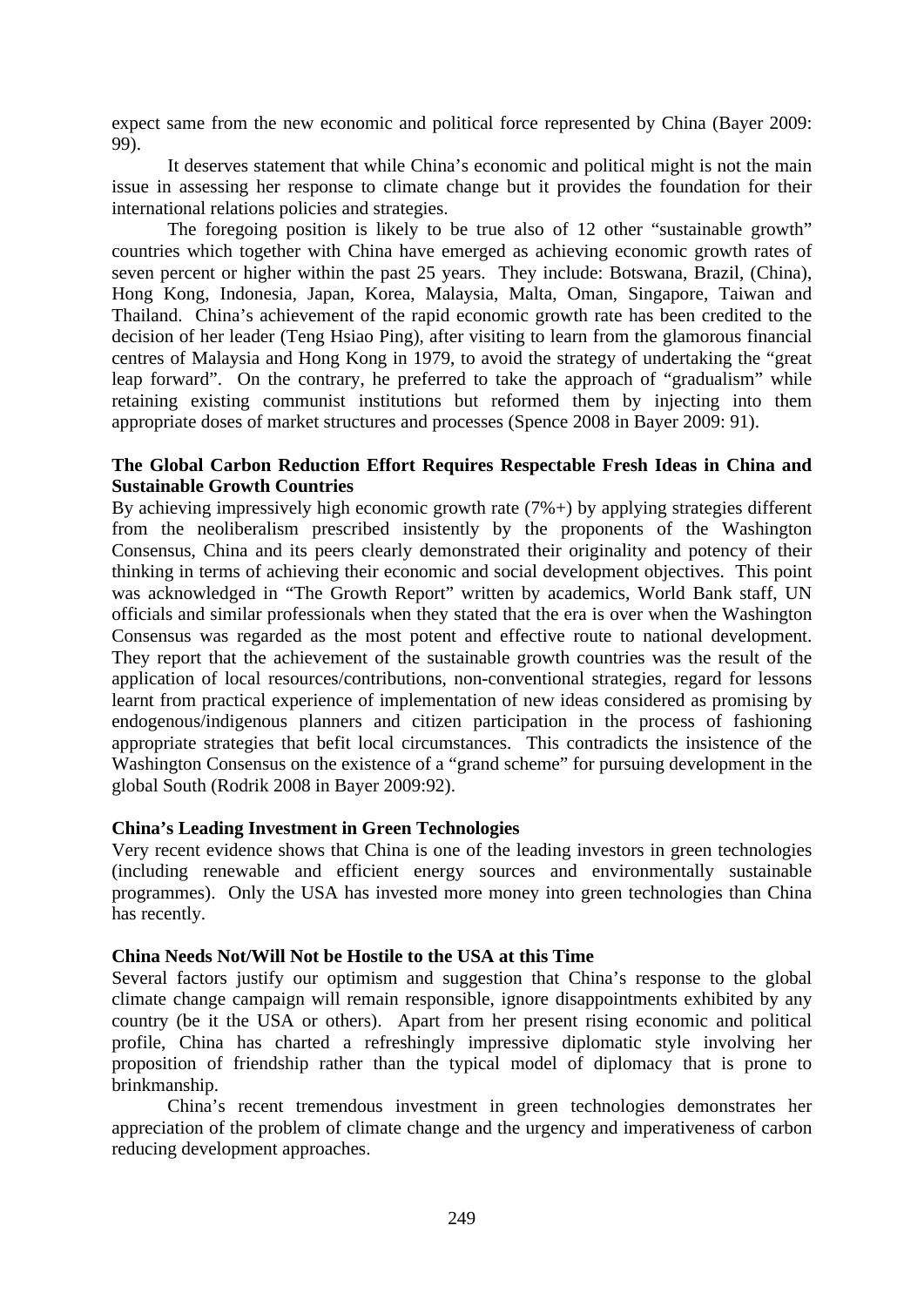expect same from the new economic and political force represented by China (Bayer 2009: 99).

It deserves statement that while China's economic and political might is not the main issue in assessing her response to climate change but it provides the foundation for their international relations policies and strategies.

The foregoing position is likely to be true also of 12 other "sustainable growth" countries which together with China have emerged as achieving economic growth rates of seven percent or higher within the past 25 years. They include: Botswana, Brazil, (China), Hong Kong, Indonesia, Japan, Korea, Malaysia, Malta, Oman, Singapore, Taiwan and Thailand. China's achievement of the rapid economic growth rate has been credited to the decision of her leader (Teng Hsiao Ping), after visiting to learn from the glamorous financial centres of Malaysia and Hong Kong in 1979, to avoid the strategy of undertaking the "great leap forward". On the contrary, he preferred to take the approach of "gradualism" while retaining existing communist institutions but reformed them by injecting into them appropriate doses of market structures and processes (Spence 2008 in Bayer 2009: 91).

**The Global Carbon Reduction Effort Requires Respectable Fresh Ideas in China and Sustainable Growth Countries**

By achieving impressively high economic growth rate (7%+) by applying strategies different from the neoliberalism prescribed insistently by the proponents of the Washington Consensus, China and its peers clearly demonstrated their originality and potency of their thinking in terms of achieving their economic and social development objectives. This point was acknowledged in "The Growth Report" written by academics, World Bank staff, UN officials and similar professionals when they stated that the era is over when the Washington Consensus was regarded as the most potent and effective route to national development. They report that the achievement of the sustainable growth countries was the result of the application of local resources/contributions, non-conventional strategies, regard for lessons learnt from practical experience of implementation of new ideas considered as promising by endogenous/indigenous planners and citizen participation in the process of fashioning appropriate strategies that befit local circumstances. This contradicts the insistence of the Washington Consensus on the existence of a "grand scheme" for pursuing development in the global South (Rodrik 2008 in Bayer 2009:92).

**China's Leading Investment in Green Technologies**

Very recent evidence shows that China is one of the leading investors in green technologies (including renewable and efficient energy sources and environmentally sustainable programmes). Only the USA has invested more money into green technologies than China has recently.

**China Needs Not/Will Not be Hostile to the USA at this Time**

Several factors justify our optimism and suggestion that China's response to the global climate change campaign will remain responsible, ignore disappointments exhibited by any country (be it the USA or others). Apart from her present rising economic and political profile, China has charted a refreshingly impressive diplomatic style involving her proposition of friendship rather than the typical model of diplomacy that is prone to brinkmanship.

China's recent tremendous investment in green technologies demonstrates her appreciation of the problem of climate change and the urgency and imperativeness of carbon reducing development approaches.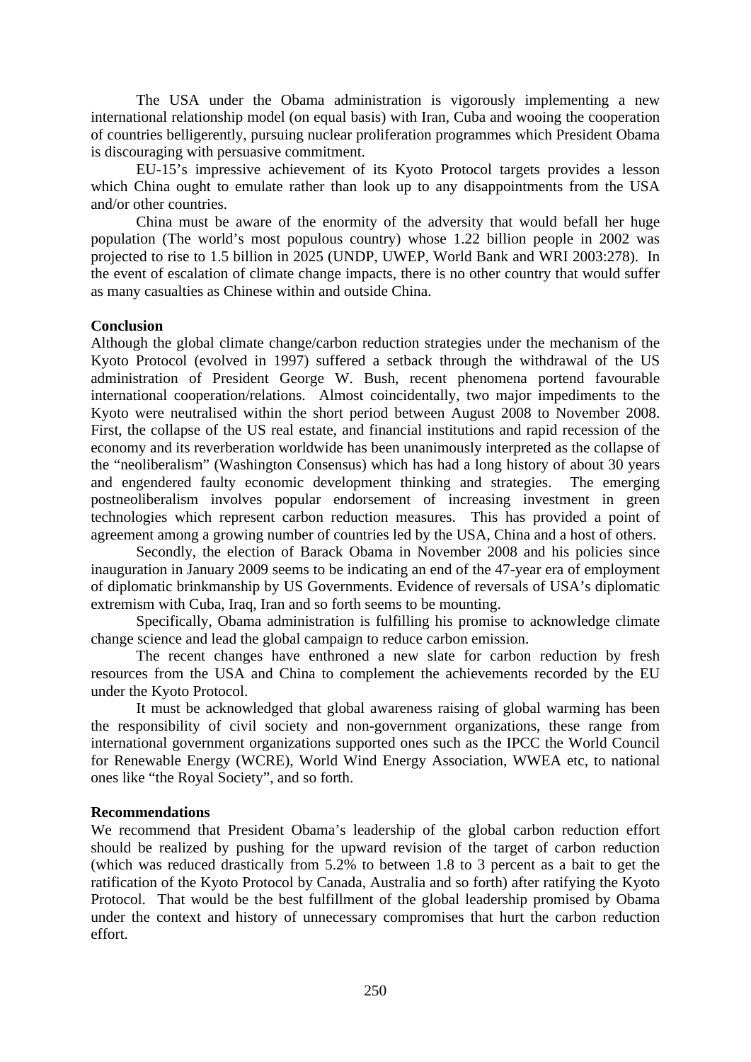The USA under the Obama administration is vigorously implementing a new international relationship model (on equal basis) with Iran, Cuba and wooing the cooperation of countries belligerently, pursuing nuclear proliferation programmes which President Obama is discouraging with persuasive commitment.

EU-15's impressive achievement of its Kyoto Protocol targets provides a lesson which China ought to emulate rather than look up to any disappointments from the USA and/or other countries.

China must be aware of the enormity of the adversity that would befall her huge population (The world's most populous country) whose 1.22 billion people in 2002 was projected to rise to 1.5 billion in 2025 (UNDP, UWEP, World Bank and WRI 2003:278). In the event of escalation of climate change impacts, there is no other country that would suffer as many casualties as Chinese within and outside China.

**Conclusion**

Although the global climate change/carbon reduction strategies under the mechanism of the Kyoto Protocol (evolved in 1997) suffered a setback through the withdrawal of the US administration of President George W. Bush, recent phenomena portend favourable international cooperation/relations. Almost coincidentally, two major impediments to the Kyoto were neutralised within the short period between August 2008 to November 2008. First, the collapse of the US real estate, and financial institutions and rapid recession of the economy and its reverberation worldwide has been unanimously interpreted as the collapse of the "neoliberalism" (Washington Consensus) which has had a long history of about 30 years and engendered faulty economic development thinking and strategies. The emerging postneoliberalism involves popular endorsement of increasing investment in green technologies which represent carbon reduction measures. This has provided a point of agreement among a growing number of countries led by the USA, China and a host of others.

Secondly, the election of Barack Obama in November 2008 and his policies since inauguration in January 2009 seems to be indicating an end of the 47-year era of employment of diplomatic brinkmanship by US Governments. Evidence of reversals of USA's diplomatic extremism with Cuba, Iraq, Iran and so forth seems to be mounting.

Specifically, Obama administration is fulfilling his promise to acknowledge climate change science and lead the global campaign to reduce carbon emission.

The recent changes have enthroned a new slate for carbon reduction by fresh resources from the USA and China to complement the achievements recorded by the EU under the Kyoto Protocol.

It must be acknowledged that global awareness raising of global warming has been the responsibility of civil society and non-government organizations, these range from international government organizations supported ones such as the IPCC the World Council for Renewable Energy (WCRE), World Wind Energy Association, WWEA etc, to national ones like "the Royal Society", and so forth.

**Recommendations**

We recommend that President Obama's leadership of the global carbon reduction effort should be realized by pushing for the upward revision of the target of carbon reduction (which was reduced drastically from 5.2% to between 1.8 to 3 percent as a bait to get the ratification of the Kyoto Protocol by Canada, Australia and so forth) after ratifying the Kyoto Protocol. That would be the best fulfillment of the global leadership promised by Obama under the context and history of unnecessary compromises that hurt the carbon reduction effort.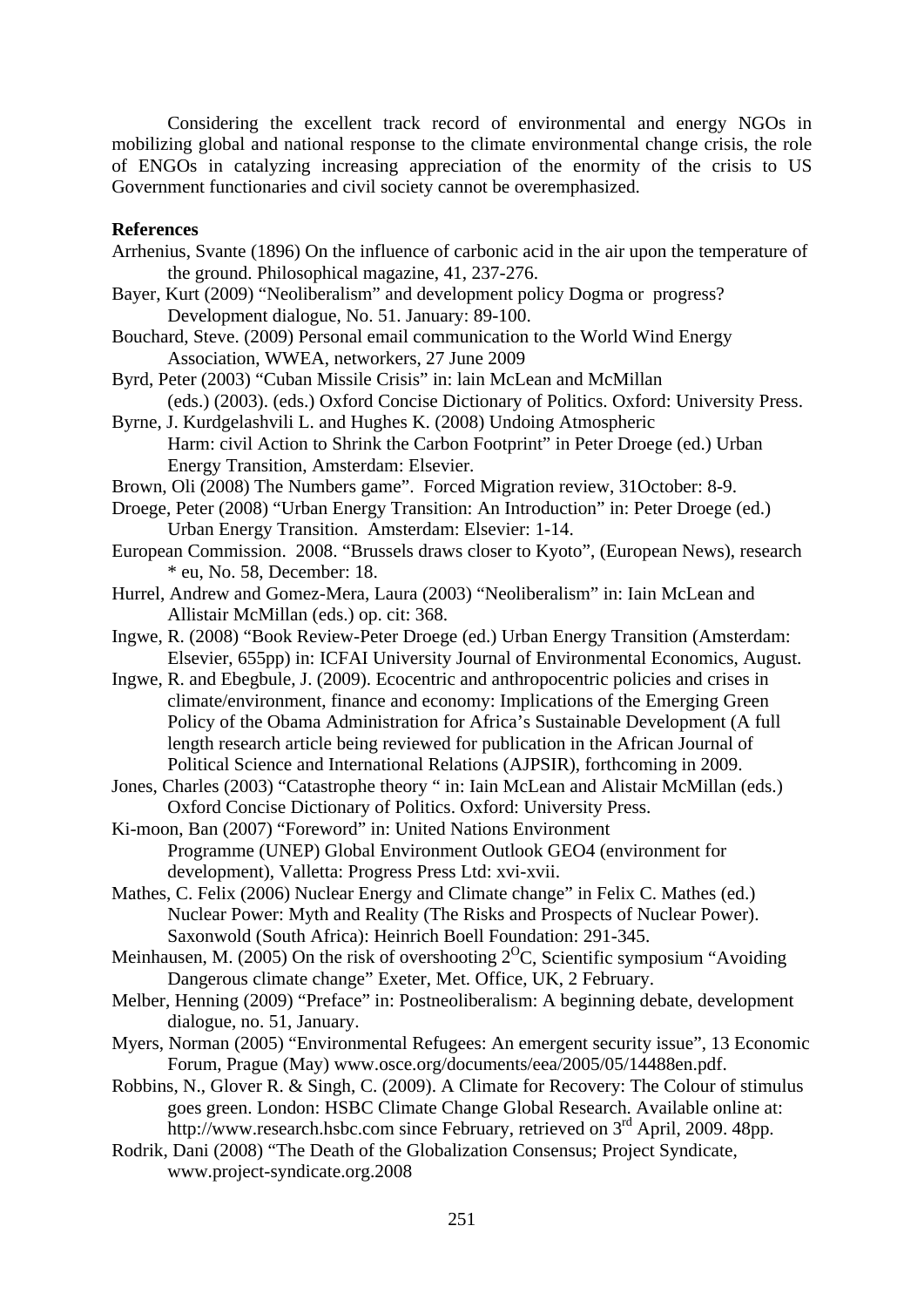Considering the excellent track record of environmental and energy NGOs in mobilizing global and national response to the climate environmental change crisis, the role of ENGOs in catalyzing increasing appreciation of the enormity of the crisis to US Government functionaries and civil society cannot be overemphasized.

**References**

Arrhenius, Svante (1896) On the influence of carbonic acid in the air upon the temperature of the ground. Philosophical magazine, 41, 237-276.

Bayer, Kurt (2009) "Neoliberalism" and development policy Dogma or progress? Development dialogue, No. 51. January: 89-100.

Bouchard, Steve. (2009) Personal email communication to the World Wind Energy Association, WWEA, networkers, 27 June 2009

Byrd, Peter (2003) "Cuban Missile Crisis" in: lain McLean and McMillan (eds.) (2003). (eds.) Oxford Concise Dictionary of Politics. Oxford: University Press.

Byrne, J. Kurdgelashvili L. and Hughes K. (2008) Undoing Atmospheric Harm: civil Action to Shrink the Carbon Footprint" in Peter Droege (ed.) Urban Energy Transition, Amsterdam: Elsevier.

Brown, Oli (2008) The Numbers game". Forced Migration review, 31October: 8-9.

Droege, Peter (2008) "Urban Energy Transition: An Introduction" in: Peter Droege (ed.) Urban Energy Transition. Amsterdam: Elsevier: 1-14.

European Commission. 2008. "Brussels draws closer to Kyoto", (European News), research * eu, No. 58, December: 18.

Hurrel, Andrew and Gomez-Mera, Laura (2003) "Neoliberalism" in: Iain McLean and Allistair McMillan (eds.) op. cit: 368.

Ingwe, R. (2008) "Book Review-Peter Droege (ed.) Urban Energy Transition (Amsterdam: Elsevier, 655pp) in: ICFAI University Journal of Environmental Economics, August.

Ingwe, R. and Ebegbule, J. (2009). Ecocentric and anthropocentric policies and crises in climate/environment, finance and economy: Implications of the Emerging Green Policy of the Obama Administration for Africa's Sustainable Development (A full length research article being reviewed for publication in the African Journal of Political Science and International Relations (AJPSIR), forthcoming in 2009.

Jones, Charles (2003) "Catastrophe theory " in: Iain McLean and Alistair McMillan (eds.) Oxford Concise Dictionary of Politics. Oxford: University Press.

Ki-moon, Ban (2007) "Foreword" in: United Nations Environment Programme (UNEP) Global Environment Outlook GEO4 (environment for development), Valletta: Progress Press Ltd: xvi-xvii.

Mathes, C. Felix (2006) Nuclear Energy and Climate change" in Felix C. Mathes (ed.) Nuclear Power: Myth and Reality (The Risks and Prospects of Nuclear Power). Saxonwold (South Africa): Heinrich Boell Foundation: 291-345.

Meinhausen, M. (2005) On the risk of overshooting $2^{O}$C, Scientific symposium "Avoiding Dangerous climate change" Exeter, Met. Office, UK, 2 February.

Melber, Henning (2009) "Preface" in: Postneoliberalism: A beginning debate, development dialogue, no. 51, January.

Myers, Norman (2005) "Environmental Refugees: An emergent security issue", 13 Economic Forum, Prague (May) www.osce.org/documents/eea/2005/05/14488en.pdf.

Robbins, N., Glover R. & Singh, C. (2009). A Climate for Recovery: The Colour of stimulus goes green. London: HSBC Climate Change Global Research. Available online at: http://www.research.hsbc.com since February, retrieved on 3rd April, 2009. 48pp.

Rodrik, Dani (2008) "The Death of the Globalization Consensus; Project Syndicate, www.project-syndicate.org.2008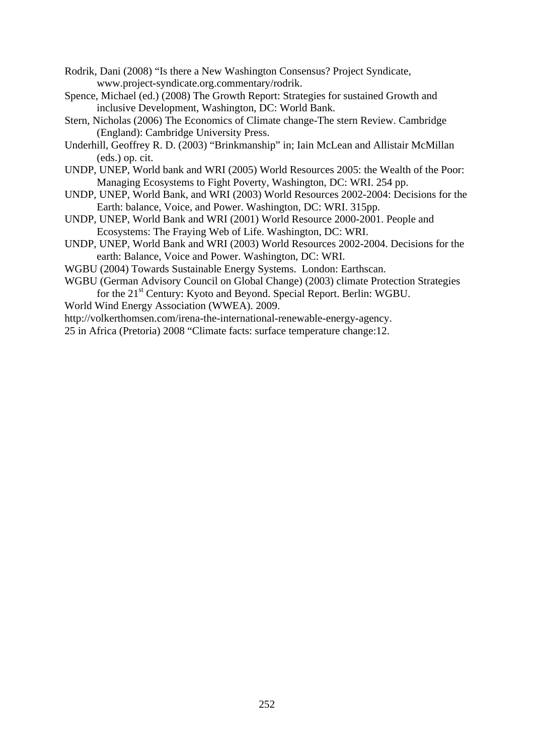Rodrik, Dani (2008) “Is there a New Washington Consensus? Project Syndicate, www.project-syndicate.org.commentary/rodrik.

Spence, Michael (ed.) (2008) The Growth Report: Strategies for sustained Growth and inclusive Development, Washington, DC: World Bank.

Stern, Nicholas (2006) The Economics of Climate change-The stern Review. Cambridge (England): Cambridge University Press.

Underhill, Geoffrey R. D. (2003) “Brinkmanship” in; Iain McLean and Allistair McMillan (eds.) op. cit.

UNDP, UNEP, World bank and WRI (2005) World Resources 2005: the Wealth of the Poor: Managing Ecosystems to Fight Poverty, Washington, DC: WRI. 254 pp.

UNDP, UNEP, World Bank, and WRI (2003) World Resources 2002-2004: Decisions for the Earth: balance, Voice, and Power. Washington, DC: WRI. 315pp.

UNDP, UNEP, World Bank and WRI (2001) World Resource 2000-2001. People and Ecosystems: The Fraying Web of Life. Washington, DC: WRI.

UNDP, UNEP, World Bank and WRI (2003) World Resources 2002-2004. Decisions for the earth: Balance, Voice and Power. Washington, DC: WRI.

WGBU (2004) Towards Sustainable Energy Systems. London: Earthscan.

WGBU (German Advisory Council on Global Change) (2003) climate Protection Strategies for the 21st Century: Kyoto and Beyond. Special Report. Berlin: WGBU.

World Wind Energy Association (WWEA). 2009.

http://volkerthomsen.com/irena-the-international-renewable-energy-agency.

25 in Africa (Pretoria) 2008 “Climate facts: surface temperature change:12.